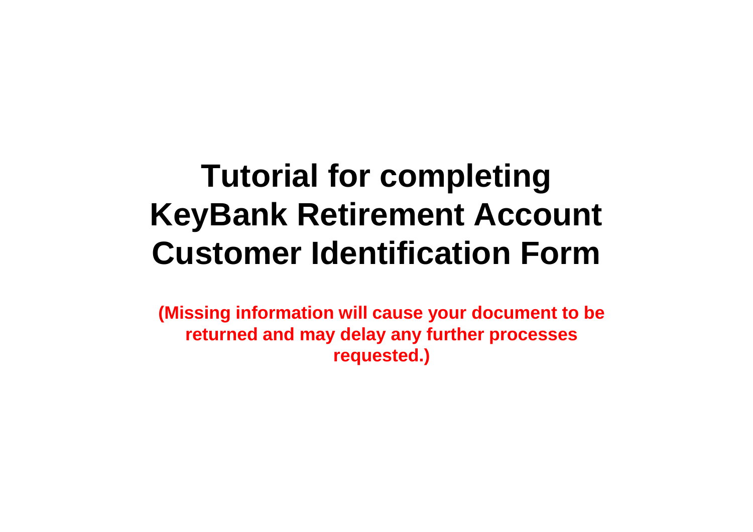# Tutorial for completing KeyBank Retirement Account Customer Identification Form

**(Missing information will cause your document to be returned and may delay any further processes requested.)**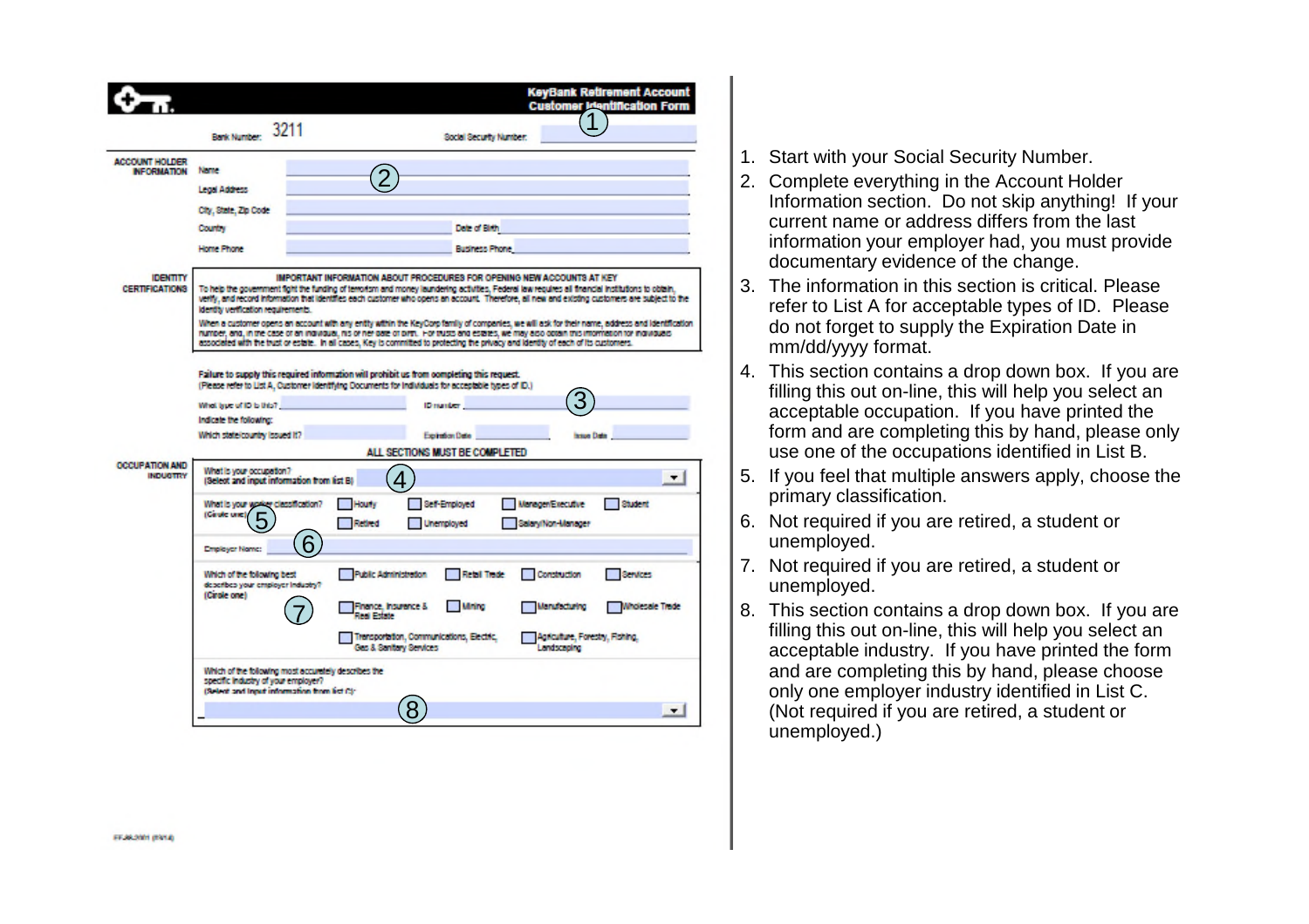**KeyBank Retirement Account Customer Identification Form**

Bank Number: 3211 &nbsp;&nbsp;&nbsp; Social Security Number: (1)

**ACCOUNT HOLDER INFORMATION** (2)

Name
Legal Address
City, State, Zip Code
Country &nbsp;&nbsp;&nbsp; Date of Birth
Home Phone &nbsp;&nbsp;&nbsp; Business Phone

**IDENTITY CERTIFICATIONS**

**IMPORTANT INFORMATION ABOUT PROCEDURES FOR OPENING NEW ACCOUNTS AT KEY**

To help the government fight the funding of terrorism and money laundering activities, Federal law requires all financial institutions to obtain, verify, and record information that identifies each customer who opens an account. Therefore, all new and existing customers are subject to the identity verification requirements.

When a customer opens an account with any entity within the KeyCorp family of companies, we will ask for their name, address and identification number, and, in the case of an individual, his or her date of birth. For trusts and estates, we may also obtain this information for individuals associated with the trust or estate. In all cases, Key is committed to protecting the privacy and identity of each of its customers.

**Failure to supply this required information will prohibit us from completing this request.**
(Please refer to List A, Customer Identifying Documents for Individuals for acceptable types of ID.) (3)

What type of ID is this? &nbsp;&nbsp;&nbsp; ID number
Indicate the following:
Which state/country issued it? &nbsp;&nbsp;&nbsp; Expiration Date &nbsp;&nbsp;&nbsp; Issue Date

**ALL SECTIONS MUST BE COMPLETED**

**OCCUPATION AND INDUSTRY**

What is your occupation? (Select and input information from list B) (4)

What is your worker classification? (Circle one) (5)
☐ Hourly ☐ Self-Employed ☐ Manager/Executive ☐ Student
☐ Retired ☐ Unemployed ☐ Salary/Non-Manager

Employer Name: (6)

Which of the following best describes your employer industry? (Circle one) (7)
☐ Public Administration ☐ Retail Trade ☐ Construction ☐ Services
☐ Finance, Insurance & Real Estate ☐ Mining ☐ Manufacturing ☐ Wholesale Trade
☐ Transportation, Communications, Electric, Gas & Sanitary Services ☐ Agriculture, Forestry, Fishing, Landscaping

Which of the following most accurately describes the specific industry of your employer? (Select and input information from list C): (8)

1. Start with your Social Security Number.
2. Complete everything in the Account Holder Information section. Do not skip anything! If your current name or address differs from the last information your employer had, you must provide documentary evidence of the change.
3. The information in this section is critical. Please refer to List A for acceptable types of ID. Please do not forget to supply the Expiration Date in mm/dd/yyyy format.
4. This section contains a drop down box. If you are filling this out on-line, this will help you select an acceptable occupation. If you have printed the form and are completing this by hand, please only use one of the occupations identified in List B.
5. If you feel that multiple answers apply, choose the primary classification.
6. Not required if you are retired, a student or unemployed.
7. Not required if you are retired, a student or unemployed.
8. This section contains a drop down box. If you are filling this out on-line, this will help you select an acceptable industry. If you have printed the form and are completing this by hand, please choose only one employer industry identified in List C. (Not required if you are retired, a student or unemployed.)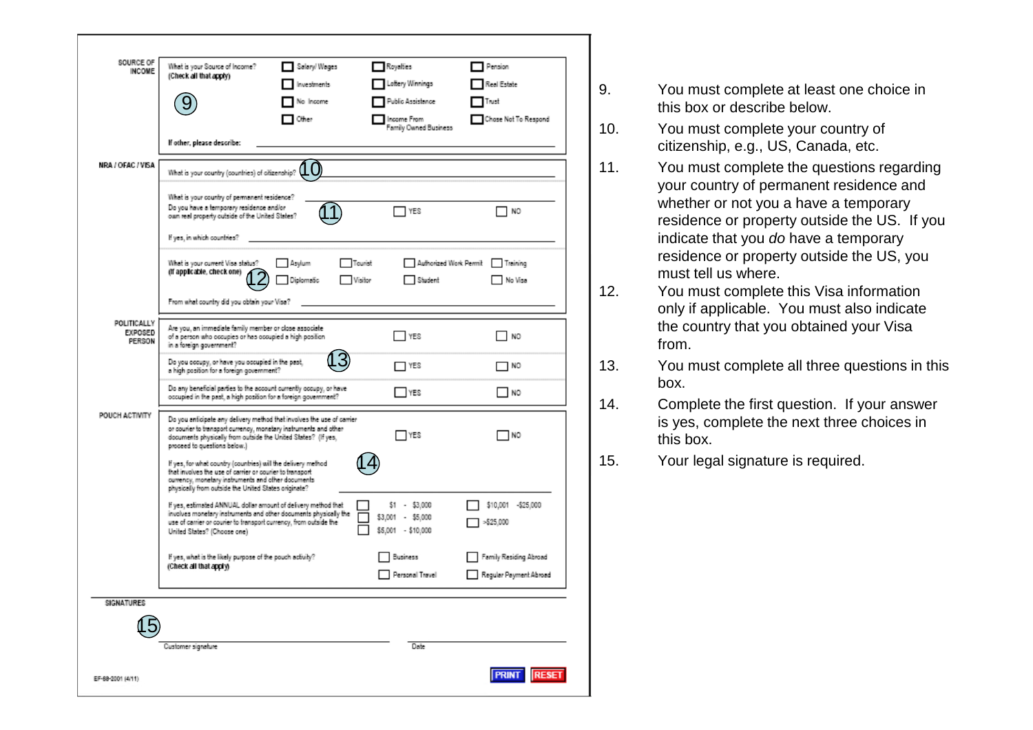**SOURCE OF INCOME**

What is your Source of Income? **(Check all that apply)** (9)

- ☐ Salary/ Wages
- ☐ Royalties
- ☐ Pension
- ☐ Investments
- ☐ Lottery Winnings
- ☐ Real Estate
- ☐ No Income
- ☐ Public Assistance
- ☐ Trust
- ☐ Other
- ☐ Income From Family Owned Business
- ☐ Chose Not To Respond

**If other, please describe:** ____________________

**NRA / OFAC / VISA**

What is your country (countries) of citizenship? (10) ____________________

What is your country of permanent residence? ____________________

Do you have a temporary residence and/or own real property outside of the United States? (11) ☐ YES ☐ NO

If yes, in which countries? ____________________

What is your current Visa status? **(If applicable, check one)** (12)

- ☐ Asylum
- ☐ Tourist
- ☐ Authorized Work Permit
- ☐ Training
- ☐ Diplomatic
- ☐ Visitor
- ☐ Student
- ☐ No Visa

From what country did you obtain your Visa? ____________________

**POLITICALLY EXPOSED PERSON**

Are you, an immediate family member or close associate of a person who occupies or has occupied a high position in a foreign government? ☐ YES ☐ NO

Do you occupy, or have you occupied in the past, a high position for a foreign government? (13) ☐ YES ☐ NO

Do any beneficial parties to the account currently occupy, or have occupied in the past, a high position for a foreign government? ☐ YES ☐ NO

**POUCH ACTIVITY**

Do you anticipate any delivery method that involves the use of carrier or courier to transport currency, monetary instruments and other documents physically from outside the United States? (If yes, proceed to questions below.) ☐ YES ☐ NO

If yes, for what country (countries) will the delivery method that involves the use of carrier or courier to transport currency, monetary instruments and other documents physically from outside the United States originate? (14) ____________________

If yes, estimated ANNUAL dollar amount of delivery method that involves monetary instruments and other documents physically the use of carrier or courier to transport currency, from outside the United States? (Choose one)

- ☐ $1 - $3,000
- ☐ $3,001 - $5,000
- ☐ $5,001 - $10,000
- ☐ $10,001 -$25,000
- ☐ >$25,000

If yes, what is the likely purpose of the pouch activity? **(Check all that apply)**

- ☐ Business
- ☐ Family Residing Abroad
- ☐ Personal Travel
- ☐ Regular Payment Abroad

**SIGNATURES**

(15)

Customer signature ____________________ Date ____________________

PRINT RESET

EF-68-2001 (4/11)

9. You must complete at least one choice in this box or describe below.
10. You must complete your country of citizenship, e.g., US, Canada, etc.
11. You must complete the questions regarding your country of permanent residence and whether or not you a have a temporary residence or property outside the US. If you indicate that you *do* have a temporary residence or property outside the US, you must tell us where.
12. You must complete this Visa information only if applicable. You must also indicate the country that you obtained your Visa from.
13. You must complete all three questions in this box.
14. Complete the first question. If your answer is yes, complete the next three choices in this box.
15. Your legal signature is required.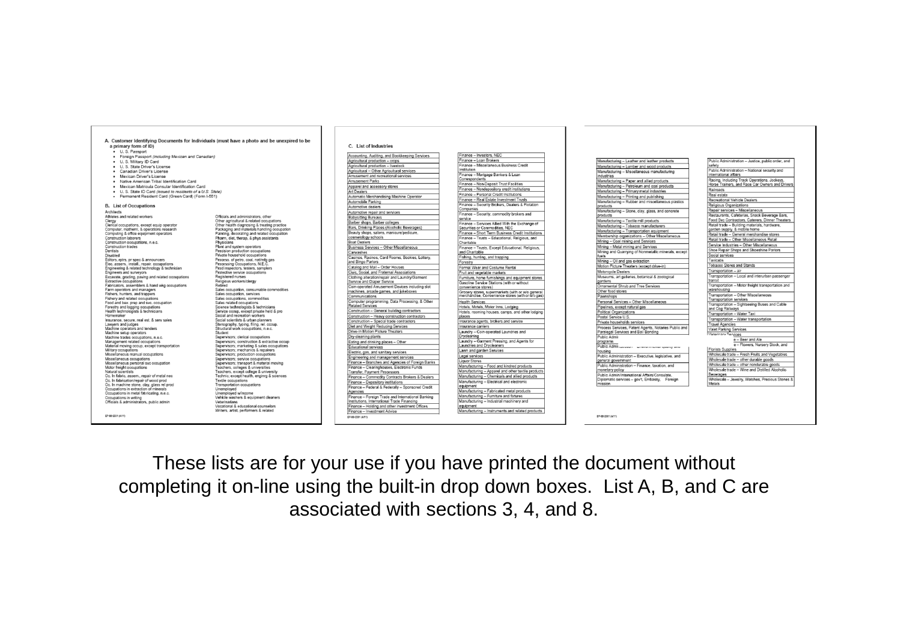## A. Customer Identifying Documents for Individuals (must have a photo and be unexpired to be a primary form of ID)

- U. S. Passport
- Foreign Passport *(including Mexican and Canadian)*
- U. S. Military ID Card
- U. S. State Driver's License
- Canadian Driver's License
- Mexican Driver's License
- Native American Tribal Identification Card
- Mexican Matricula Consular Identification Card
- U. S. State ID Card *(issued to residents of a U.S. State)*
- Permanent Resident Card (Green Card) (Form I-551)

## B. List of Occupations

Architects
Athletes and related workers
Clergy
Clerical occupations, except equip operator
Computer, mathemt, & operations research
Computing & office equipment operators
Construction laborers
Construction occupations, n.e.c.
Construction trades
Dentists
Disabled
Editors, rptrs, pr spec & announcers
Elec. assem., install., repair, occupations
Engineering & related technology & technician
Engineers and surveyors
Excavate, grading, paving and related occupations
Extractive occupations
Fabricators, assemblers & hand wkg occupations
Farm operators and managers
Fishers, hunters, and trappers
Fishery and related occupations
Food and bev. prep and svc. occupation
Forestry and logging occupations
Health technologists & technicians
Homemaker
Insurance, secure, real est. & serv sales
Lawyers and judges
Machine operators and tenders
Machine setup operators
Machine trades occupations, n.e.c.
Management related occupations
Material moving occup, except transportation
Military occupations
Miscellaneous manual occupations
Miscellaneous occupations
Miscellaneous personal svc occupation
Motor freight occupations
Natural scientists
Oc. In fabric, assem., repair of metal nec
Oc. In fabrication/repair of wood prod
Oc. In machine stone, clay, glass rel prod
Occupations in extraction of minerals
Occupations in metal fabricating, n.e.c.
Occupations in writing
Officials & administrators, public admin
Officials and administrators, other
Other agricultural & related occupations
Other health diagnosing & treating practice
Packaging and materials handling occupation
Painting, decorating and related occupation
Pharm, diet, therap, & phys assistants
Physicians
Plant and system operators
Precision production occupations
Private household occupations
Process. of petro, coal, natl/mfg gas
Processing Occupations, N.E.C.
Prod inspectors, testers, samplers
Protective service occupations
Registered nurses
Religious workers/clergy
Retired
Sales occupation, consumable commodities
Sales occupation, services
Sales occupations, commodities
Sales related occupations
Science technologists & technicians
Service occup, except private held & pro
Social and recreation workers
Social scientists & urban planners
Stenography, typing, filing, rel. occup.
Structural work occupations, n.e.c.
Student
Supervisors; clerical occupations
Supervisors, construction & extractive occup
Supervisors; marketing & sales occupations
Supervisors; mechanics & repairers
Supervisors; production occupations
Supervisors; service occupations
Supervisors; transport & material moving
Teachers, colleges & universities
Teachers, except college & university
Technic; except health, enginrg & sciences
Textile occupations
Transportation occupations
Unemployed
Unemployed w/income
Vehicle washers & equipment cleaners
Veterinarians
Vocational & educational counselors
Writers, artist, performers & related

## C. List of Industries

Accounting, Auditing, and Bookkeeping Services
Agricultural production – crops
Agricultural production – livestock
Agricultural – Other Agricultural services
Amusement and recreational services
Amusement Parks
Apparel and accessory stores
Art Dealers
Automatic Merchandising Machine Operator
Automobile Parking
Automotive dealers
Automotive repair and services
Babysitting Bureaus
Barber shops, Barber colleges
Bars, Drinking Places (Alcoholic Beverages)
Beauty shops, salons, manicure/pedicure, cosmetology schools
Boat Dealers
Business Services – Other Miscellaneous
Carwashes
Casinos, Racinos, Card Rooms, Bookies, Lottery, and Bingo Parlors
Catalog and Mail – Order Houses
Civic, Social, and Fraternal Associations
Clothing alteration/repair and Laundry/Garment Service and Diaper Service
Coin-operated Amusement Devices including slot machines, arcade games, and jukeboxes
Communications
Computer programming, Data Processing, & Other Related Services
Construction – General building contractors
Construction – Heavy construction contractors
Construction – Special trade contractors
Diet and Weight Reducing Services
Drive-In Motion Picture Theaters
Dry-cleaning plants
Eating and drinking places – Other
Educational services
Electric, gas, and sanitary services
Engineering and management services
Finance – Branches and Agencies of Foreign Banks
Finance – Clearinghouses, Electronic Funds Transfer, Payment Processors
Finance – Commodity Contracts Brokers & Dealers
Finance – Depository institutions
Finance – Federal & Federally – Sponsored Credit Agencies
Finance – Foreign Trade and International Banking Institutions, International Trade Financing
Finance – Holding and other investment Offices
Finance – Investment Advice
Finance – Investors, NEC
Finance – Loan Brokers
Finance – Miscellaneous Business Credit Institution
Finance – Mortgage Bankers & Loan Correspondents
Finance – Non-Deposit Trust Facilities
Finance – Nondepository credit institutions
Finance – Personal Credit Institutions
Finance – Real Estate Investment Trusts
Finance – Security Brokers, Dealers & Flotation Companies
Finance – Security, commodity brokers and service
Finance – Services Allied With the Exchange of Securities or Commodities, NEC
Finance – Short Term Business Credit Institutions
Finance – Trusts – Educational, Religious, and Charitable
Finance – Trusts, Except Educational, Religious, and Charitable
Fishing, hunting, and trapping
Forestry
Formal Wear and Costume Rental
Fruit and vegetable markets
Furniture, home furnishings and equipment stores
Gasoline Service Stations (with or without convenience stores)
Grocery stores, supermarkets (with or w/o general merchandise, Convenience stores (with or w/o gas)
Health Services
Hotels, Motels, Motor Inns, Lodging
Hotels, rooming houses, camps, and other lodging places
Insurance agents, brokers and service
Insurance carriers
Laundry – Coin-operated Laundries and Drycleaning
Laundry – Garment Pressing, and Agents for Laundries and Drycleaners
Lawn and garden Services
Legal services
Liquor Stores
Manufacturing – Food and kindred products
Manufacturing – Apparel and other textile products
Manufacturing – Chemicals and allied products
Manufacturing – Electrical and electronic equipment
Manufacturing – Fabricated metal products
Manufacturing – Furniture and fixtures
Manufacturing – Industrial machinery and equipment
Manufacturing – Instruments and related products
Manufacturing – Leather and leather products
Manufacturing – Lumber and wood products
Manufacturing – Miscellaneous manufacturing industries
Manufacturing – Paper and allied products
Manufacturing – Petroleum and coal products
Manufacturing – Primary metal industries
Manufacturing – Printing and publishing
Manufacturing – Rubber and miscellaneous plastics products
Manufacturing – Stone, clay, glass, and concrete products
Manufacturing – Textile mill products
Manufacturing – Tobacco manufacturers
Manufacturing – Transportation equipment
Membership organizations – Other Miscellaneous
Mining – Coal mining and Services
Mining – Metal mining and Services
Mining and Quarrying of Nonmetallic minerals, except fuels
Mining – Oil and gas extraction
Motion Picture Theaters (except drive-in)
Motorcycle Dealers
Museums, art galleries, botanical & zoological gardens
Ornamental Shrub and Tree Services
Other food stores
Pawnshops
Personal Services – Other Miscellaneous
Pipelines, except natural gas
Political Organizations
Postal Service U.S.
Private households services
Process Services, Patent Agents, Notaries Public and Paralegal Services and Bail Bonding
Public Admin programs
Public Admin... housing
Public Administration – Executive, legislative, and general government
Public Administration – Finance, taxation, and monetary policy
Public Admin/International Affairs/Consulate, Diplomatic services – gov't, Embassy, Foreign mission
Public Administration – Justice, public order, and safety
Public Administration – National security and international affairs
Racing, Including Track Operations, Jockeys, Horse Trainers, and Race Car Owners and Drivers
Railroads
Real estate
Recreational Vehicle Dealers
Religious Organizations
Repair services – Miscellaneous
Restaurants, Cafeterias, Snack Beverage Bars, Food Svc Contractors, Caterers, Dinner Theaters
Retail trade – Building materials, hardware, garden supply, & mobile home
Retail trade – General merchandise stores
Retail trade – Other Miscellaneous Retail
Service industries – Other Miscellaneous
Shoe Repair Shops and Shoeshine Parlors
Social services
Taxicabs
Tobacco Stores and Stands
Transportation – air
Transportation – Local and interurban passenger transit
Transportation – Motor freight transportation and warehousing
Transportation – Other Miscellaneous Transportation services
Transportation – Sightseeing Buses and Cable and Cog Railways
Transportation – Water Taxi
Transportation – Water transportation
Travel Agencies
Valet Parking Services
Veterinary Services
...e – Beer and Ale
...e – Flowers, Nursery Stock, and Florists Supplies
Wholesale trade – Fresh Fruits and Vegetables
Wholesale trade – other durable goods
Wholesale trade – other nondurable goods
Wholesale trade – Wine and Distilled Alcoholic Beverages
Wholesale – Jewelry, Watches, Precious Stones & Metals

These lists are for your use if you have printed the document without completing it on-line using the built-in drop down boxes. List A, B, and C are associated with sections 3, 4, and 8.